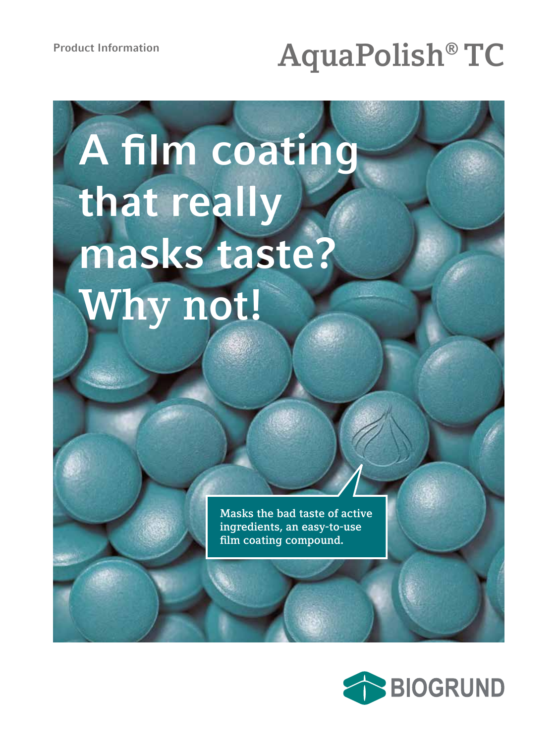Product Information

# AquaPolish® TC

## A film coating that really masks taste? Why not!

Masks the bad taste of active ingredients, an easy-to-use film coating compound.

BIOGRUND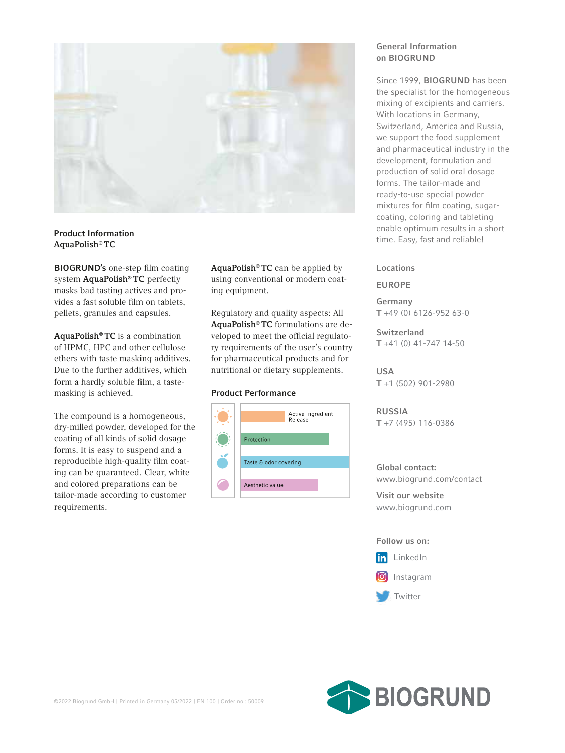## Product Information AquaPolish® TC

**BIOGRUND's** one-step film coating system **AquaPolish® TC** perfectly masks bad tasting actives and provides a fast soluble film on tablets, pellets, granules and capsules.

**AquaPolish® TC** is a combination of HPMC, HPC and other cellulose ethers with taste masking additives. Due to the further additives, which form a hardly soluble film, a taste-masking is achieved.

The compound is a homogeneous, dry-milled powder, developed for the coating of all kinds of solid dosage forms. It is easy to suspend and a reproducible high-quality film coating can be guaranteed. Clear, white and colored preparations can be tailor-made according to customer requirements.

**AquaPolish® TC** can be applied by using conventional or modern coating equipment.

Regulatory and quality aspects: All **AquaPolish® TC** formulations are developed to meet the official regulatory requirements of the user's country for pharmaceutical products and for nutritional or dietary supplements.

### Product Performance

Active Ingredient Release

Protection

Taste & odor covering

Aesthetic value

## General Information on BIOGRUND

Since 1999, **BIOGRUND** has been the specialist for the homogeneous mixing of excipients and carriers. With locations in Germany, Switzerland, America and Russia, we support the food supplement and pharmaceutical industry in the development, formulation and production of solid oral dosage forms. The tailor-made and ready-to-use special powder mixtures for film coating, sugar-coating, coloring and tableting enable optimum results in a short time. Easy, fast and reliable!

### Locations

**EUROPE**

**Germany**
**T** +49 (0) 6126-952 63-0

**Switzerland**
**T** +41 (0) 41-747 14-50

**USA**
**T** +1 (502) 901-2980

**RUSSIA**
**T** +7 (495) 116-0386

**Global contact:**
www.biogrund.com/contact

**Visit our website**
www.biogrund.com

**Follow us on:**
LinkedIn
Instagram
Twitter

BIOGRUND

©2022 Biogrund GmbH | Printed in Germany 05/2022 | EN 100 | Order no.: 50009